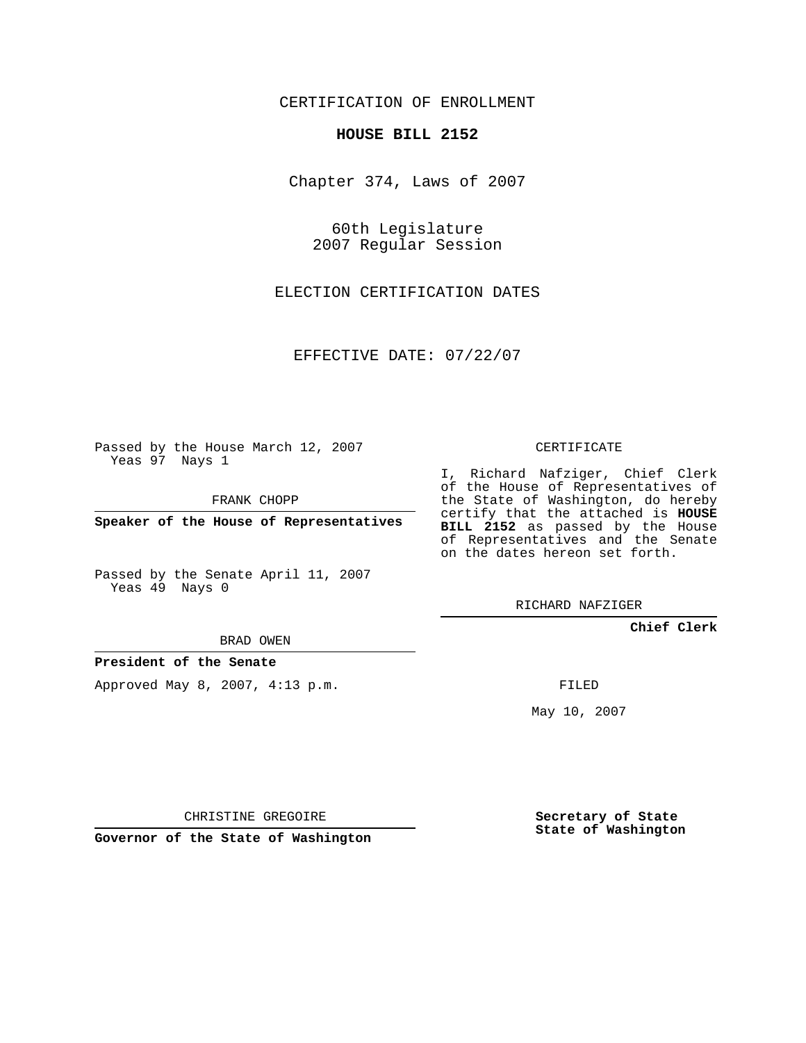CERTIFICATION OF ENROLLMENT

**HOUSE BILL 2152**

Chapter 374, Laws of 2007

60th Legislature
2007 Regular Session

ELECTION CERTIFICATION DATES

EFFECTIVE DATE: 07/22/07

Passed by the House March 12, 2007
Yeas 97 Nays 1

FRANK CHOPP

**Speaker of the House of Representatives**

Passed by the Senate April 11, 2007
Yeas 49 Nays 0

BRAD OWEN

**President of the Senate**

Approved May 8, 2007, 4:13 p.m.

CHRISTINE GREGOIRE

**Governor of the State of Washington**

CERTIFICATE

I, Richard Nafziger, Chief Clerk of the House of Representatives of the State of Washington, do hereby certify that the attached is **HOUSE BILL 2152** as passed by the House of Representatives and the Senate on the dates hereon set forth.

RICHARD NAFZIGER

**Chief Clerk**

FILED

May 10, 2007

**Secretary of State**
**State of Washington**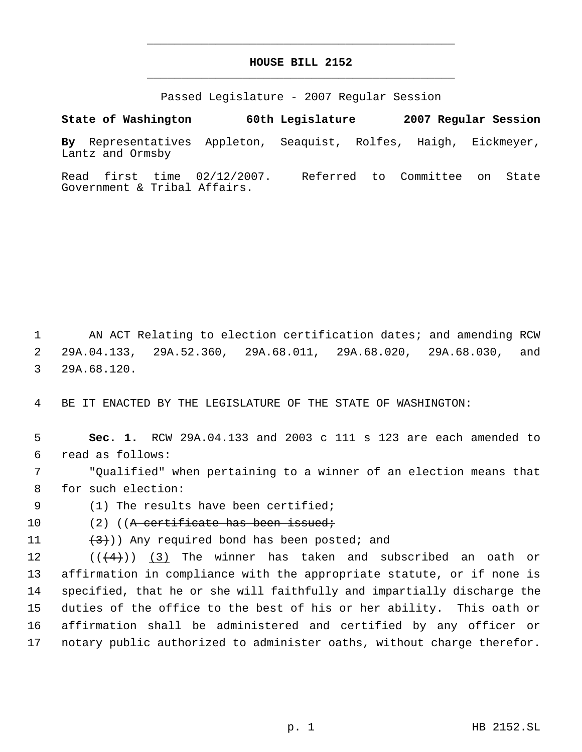# HOUSE BILL 2152

Passed Legislature - 2007 Regular Session

**State of Washington 60th Legislature 2007 Regular Session**

**By** Representatives Appleton, Seaquist, Rolfes, Haigh, Eickmeyer, Lantz and Ormsby

Read first time 02/12/2007. Referred to Committee on State Government & Tribal Affairs.

1 AN ACT Relating to election certification dates; and amending RCW
2 29A.04.133, 29A.52.360, 29A.68.011, 29A.68.020, 29A.68.030, and
3 29A.68.120.

4 BE IT ENACTED BY THE LEGISLATURE OF THE STATE OF WASHINGTON:

5 **Sec. 1.** RCW 29A.04.133 and 2003 c 111 s 123 are each amended to
6 read as follows:
7 "Qualified" when pertaining to a winner of an election means that
8 for such election:
9 (1) The results have been certified;
10 (2) ((~~A certificate has been issued;~~
11 ~~(3)~~)) Any required bond has been posted; and
12 ((~~(4)~~)) <u>(3)</u> The winner has taken and subscribed an oath or
13 affirmation in compliance with the appropriate statute, or if none is
14 specified, that he or she will faithfully and impartially discharge the
15 duties of the office to the best of his or her ability. This oath or
16 affirmation shall be administered and certified by any officer or
17 notary public authorized to administer oaths, without charge therefor.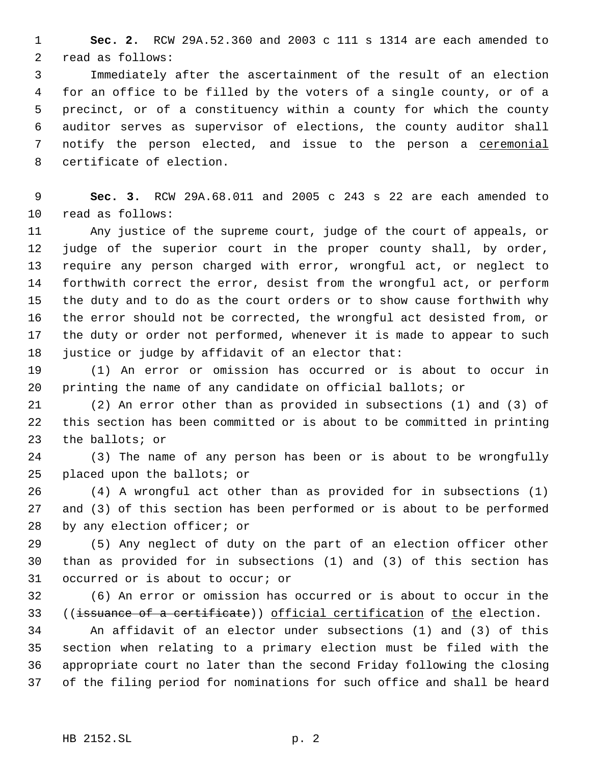**Sec. 2.** RCW 29A.52.360 and 2003 c 111 s 1314 are each amended to read as follows:

Immediately after the ascertainment of the result of an election for an office to be filled by the voters of a single county, or of a precinct, or of a constituency within a county for which the county auditor serves as supervisor of elections, the county auditor shall notify the person elected, and issue to the person a <u>ceremonial</u> certificate of election.

**Sec. 3.** RCW 29A.68.011 and 2005 c 243 s 22 are each amended to read as follows:

Any justice of the supreme court, judge of the court of appeals, or judge of the superior court in the proper county shall, by order, require any person charged with error, wrongful act, or neglect to forthwith correct the error, desist from the wrongful act, or perform the duty and to do as the court orders or to show cause forthwith why the error should not be corrected, the wrongful act desisted from, or the duty or order not performed, whenever it is made to appear to such justice or judge by affidavit of an elector that:

(1) An error or omission has occurred or is about to occur in printing the name of any candidate on official ballots; or

(2) An error other than as provided in subsections (1) and (3) of this section has been committed or is about to be committed in printing the ballots; or

(3) The name of any person has been or is about to be wrongfully placed upon the ballots; or

(4) A wrongful act other than as provided for in subsections (1) and (3) of this section has been performed or is about to be performed by any election officer; or

(5) Any neglect of duty on the part of an election officer other than as provided for in subsections (1) and (3) of this section has occurred or is about to occur; or

(6) An error or omission has occurred or is about to occur in the ((~~issuance of a certificate~~)) <u>official certification</u> of <u>the</u> election.

An affidavit of an elector under subsections (1) and (3) of this section when relating to a primary election must be filed with the appropriate court no later than the second Friday following the closing of the filing period for nominations for such office and shall be heard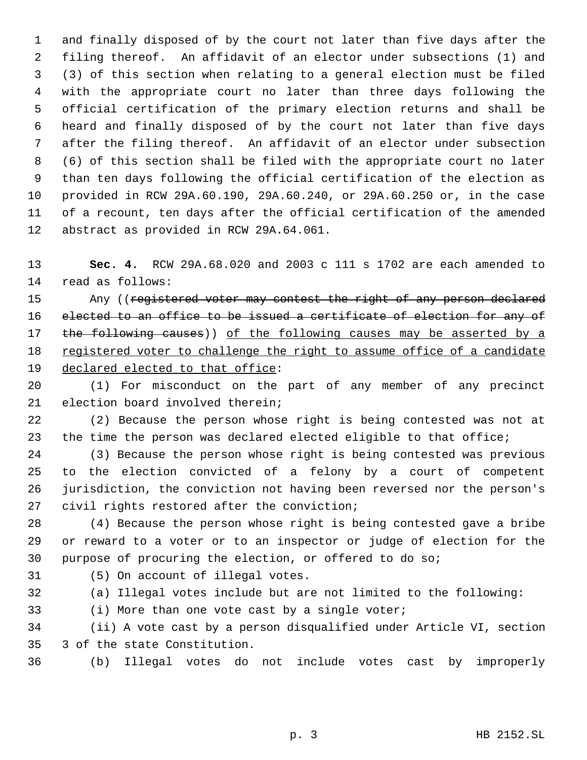and finally disposed of by the court not later than five days after the filing thereof. An affidavit of an elector under subsections (1) and (3) of this section when relating to a general election must be filed with the appropriate court no later than three days following the official certification of the primary election returns and shall be heard and finally disposed of by the court not later than five days after the filing thereof. An affidavit of an elector under subsection (6) of this section shall be filed with the appropriate court no later than ten days following the official certification of the election as provided in RCW 29A.60.190, 29A.60.240, or 29A.60.250 or, in the case of a recount, ten days after the official certification of the amended abstract as provided in RCW 29A.64.061.

**Sec. 4.** RCW 29A.68.020 and 2003 c 111 s 1702 are each amended to read as follows:

Any ((~~registered voter may contest the right of any person declared elected to an office to be issued a certificate of election for any of the following causes~~)) <u>of the following causes may be asserted by a registered voter to challenge the right to assume office of a candidate declared elected to that office</u>:

(1) For misconduct on the part of any member of any precinct election board involved therein;

(2) Because the person whose right is being contested was not at the time the person was declared elected eligible to that office;

(3) Because the person whose right is being contested was previous to the election convicted of a felony by a court of competent jurisdiction, the conviction not having been reversed nor the person's civil rights restored after the conviction;

(4) Because the person whose right is being contested gave a bribe or reward to a voter or to an inspector or judge of election for the purpose of procuring the election, or offered to do so;

(5) On account of illegal votes.

(a) Illegal votes include but are not limited to the following:

(i) More than one vote cast by a single voter;

(ii) A vote cast by a person disqualified under Article VI, section 3 of the state Constitution.

(b) Illegal votes do not include votes cast by improperly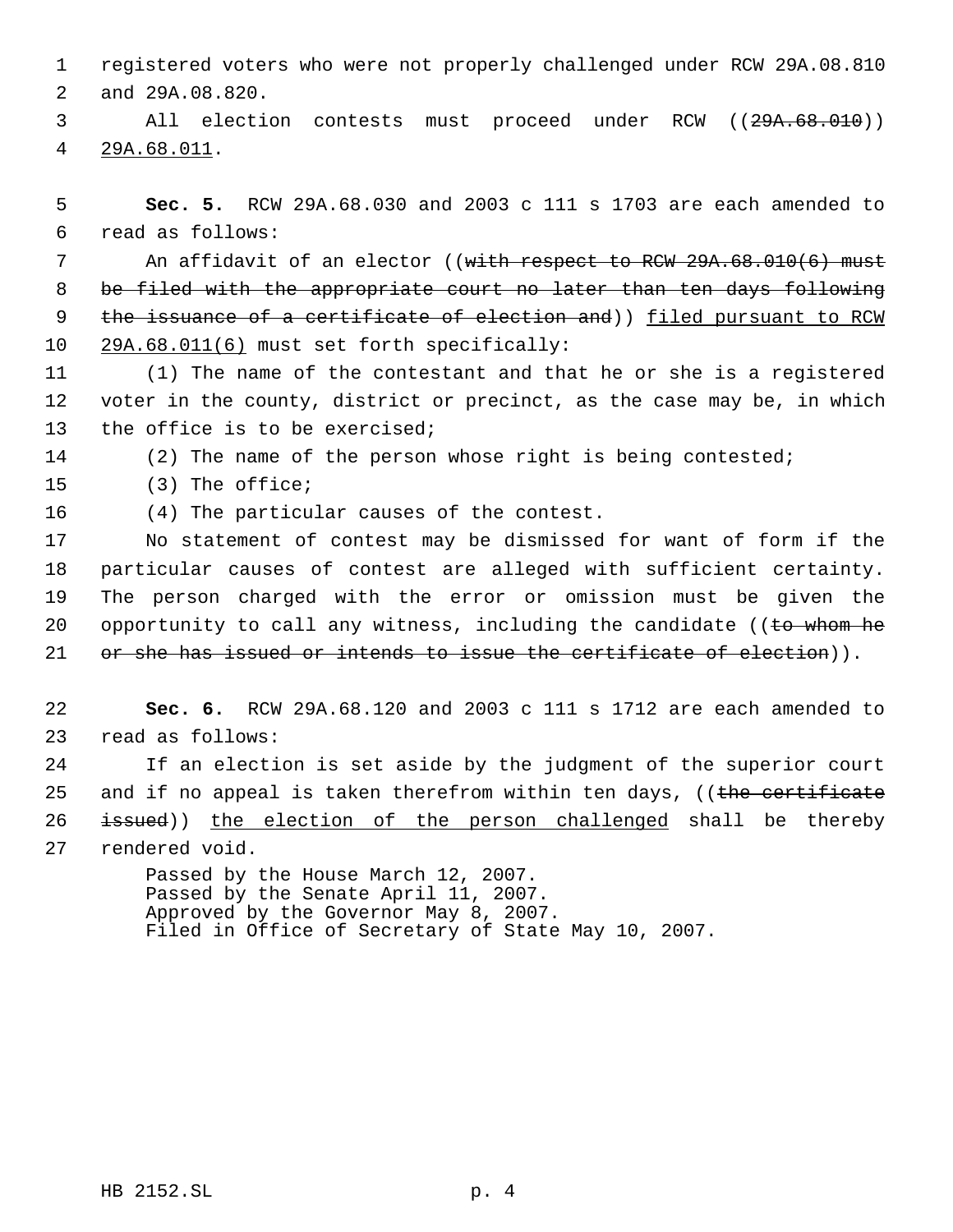registered voters who were not properly challenged under RCW 29A.08.810 and 29A.08.820.

All election contests must proceed under RCW ((~~29A.68.010~~)) <u>29A.68.011</u>.

**Sec. 5.** RCW 29A.68.030 and 2003 c 111 s 1703 are each amended to read as follows:

An affidavit of an elector ((~~with respect to RCW 29A.68.010(6) must be filed with the appropriate court no later than ten days following the issuance of a certificate of election and~~)) <u>filed pursuant to RCW 29A.68.011(6)</u> must set forth specifically:

(1) The name of the contestant and that he or she is a registered voter in the county, district or precinct, as the case may be, in which the office is to be exercised;

(2) The name of the person whose right is being contested;

(3) The office;

(4) The particular causes of the contest.

No statement of contest may be dismissed for want of form if the particular causes of contest are alleged with sufficient certainty. The person charged with the error or omission must be given the opportunity to call any witness, including the candidate ((~~to whom he or she has issued or intends to issue the certificate of election~~)).

**Sec. 6.** RCW 29A.68.120 and 2003 c 111 s 1712 are each amended to read as follows:

If an election is set aside by the judgment of the superior court and if no appeal is taken therefrom within ten days, ((~~the certificate issued~~)) <u>the election of the person challenged</u> shall be thereby rendered void.

Passed by the House March 12, 2007.
Passed by the Senate April 11, 2007.
Approved by the Governor May 8, 2007.
Filed in Office of Secretary of State May 10, 2007.